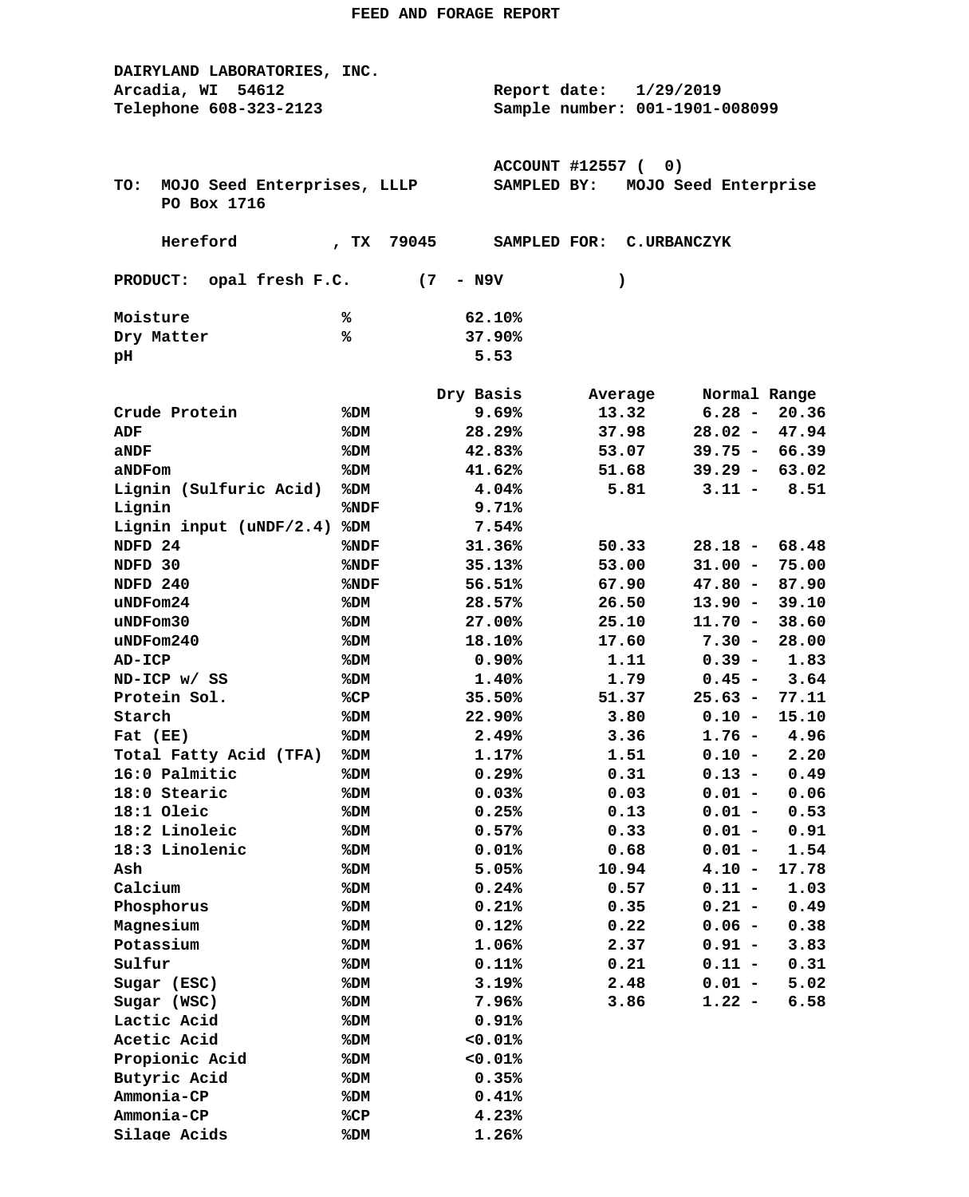# FEED AND FORAGE REPORT

**DAIRYLAND LABORATORIES, INC.**
Arcadia, WI 54612
Telephone 608-323-2123

Report date: 1/29/2019
Sample number: 001-1901-008099

ACCOUNT #12557 ( 0)

TO: MOJO Seed Enterprises, LLLP
PO Box 1716
Hereford , TX 79045

SAMPLED BY: MOJO Seed Enterprise
SAMPLED FOR: C.URBANCZYK

PRODUCT: opal fresh F.C. (7 - N9V )

| | | |
|---|---|---|
| Moisture | % | 62.10% |
| Dry Matter | % | 37.90% |
| pH | | 5.53 |

| | | Dry Basis | Average | Normal Range |
|---|---|---|---|---|
| Crude Protein | %DM | 9.69% | 13.32 | 6.28 - 20.36 |
| ADF | %DM | 28.29% | 37.98 | 28.02 - 47.94 |
| aNDF | %DM | 42.83% | 53.07 | 39.75 - 66.39 |
| aNDFom | %DM | 41.62% | 51.68 | 39.29 - 63.02 |
| Lignin (Sulfuric Acid) | %DM | 4.04% | 5.81 | 3.11 - 8.51 |
| Lignin | %NDF | 9.71% | | |
| Lignin input (uNDF/2.4) | %DM | 7.54% | | |
| NDFD 24 | %NDF | 31.36% | 50.33 | 28.18 - 68.48 |
| NDFD 30 | %NDF | 35.13% | 53.00 | 31.00 - 75.00 |
| NDFD 240 | %NDF | 56.51% | 67.90 | 47.80 - 87.90 |
| uNDFom24 | %DM | 28.57% | 26.50 | 13.90 - 39.10 |
| uNDFom30 | %DM | 27.00% | 25.10 | 11.70 - 38.60 |
| uNDFom240 | %DM | 18.10% | 17.60 | 7.30 - 28.00 |
| AD-ICP | %DM | 0.90% | 1.11 | 0.39 - 1.83 |
| ND-ICP w/ SS | %DM | 1.40% | 1.79 | 0.45 - 3.64 |
| Protein Sol. | %CP | 35.50% | 51.37 | 25.63 - 77.11 |
| Starch | %DM | 22.90% | 3.80 | 0.10 - 15.10 |
| Fat (EE) | %DM | 2.49% | 3.36 | 1.76 - 4.96 |
| Total Fatty Acid (TFA) | %DM | 1.17% | 1.51 | 0.10 - 2.20 |
| 16:0 Palmitic | %DM | 0.29% | 0.31 | 0.13 - 0.49 |
| 18:0 Stearic | %DM | 0.03% | 0.03 | 0.01 - 0.06 |
| 18:1 Oleic | %DM | 0.25% | 0.13 | 0.01 - 0.53 |
| 18:2 Linoleic | %DM | 0.57% | 0.33 | 0.01 - 0.91 |
| 18:3 Linolenic | %DM | 0.01% | 0.68 | 0.01 - 1.54 |
| Ash | %DM | 5.05% | 10.94 | 4.10 - 17.78 |
| Calcium | %DM | 0.24% | 0.57 | 0.11 - 1.03 |
| Phosphorus | %DM | 0.21% | 0.35 | 0.21 - 0.49 |
| Magnesium | %DM | 0.12% | 0.22 | 0.06 - 0.38 |
| Potassium | %DM | 1.06% | 2.37 | 0.91 - 3.83 |
| Sulfur | %DM | 0.11% | 0.21 | 0.11 - 0.31 |
| Sugar (ESC) | %DM | 3.19% | 2.48 | 0.01 - 5.02 |
| Sugar (WSC) | %DM | 7.96% | 3.86 | 1.22 - 6.58 |
| Lactic Acid | %DM | 0.91% | | |
| Acetic Acid | %DM | <0.01% | | |
| Propionic Acid | %DM | <0.01% | | |
| Butyric Acid | %DM | 0.35% | | |
| Ammonia-CP | %DM | 0.41% | | |
| Ammonia-CP | %CP | 4.23% | | |
| Silage Acids | %DM | 1.26% | | |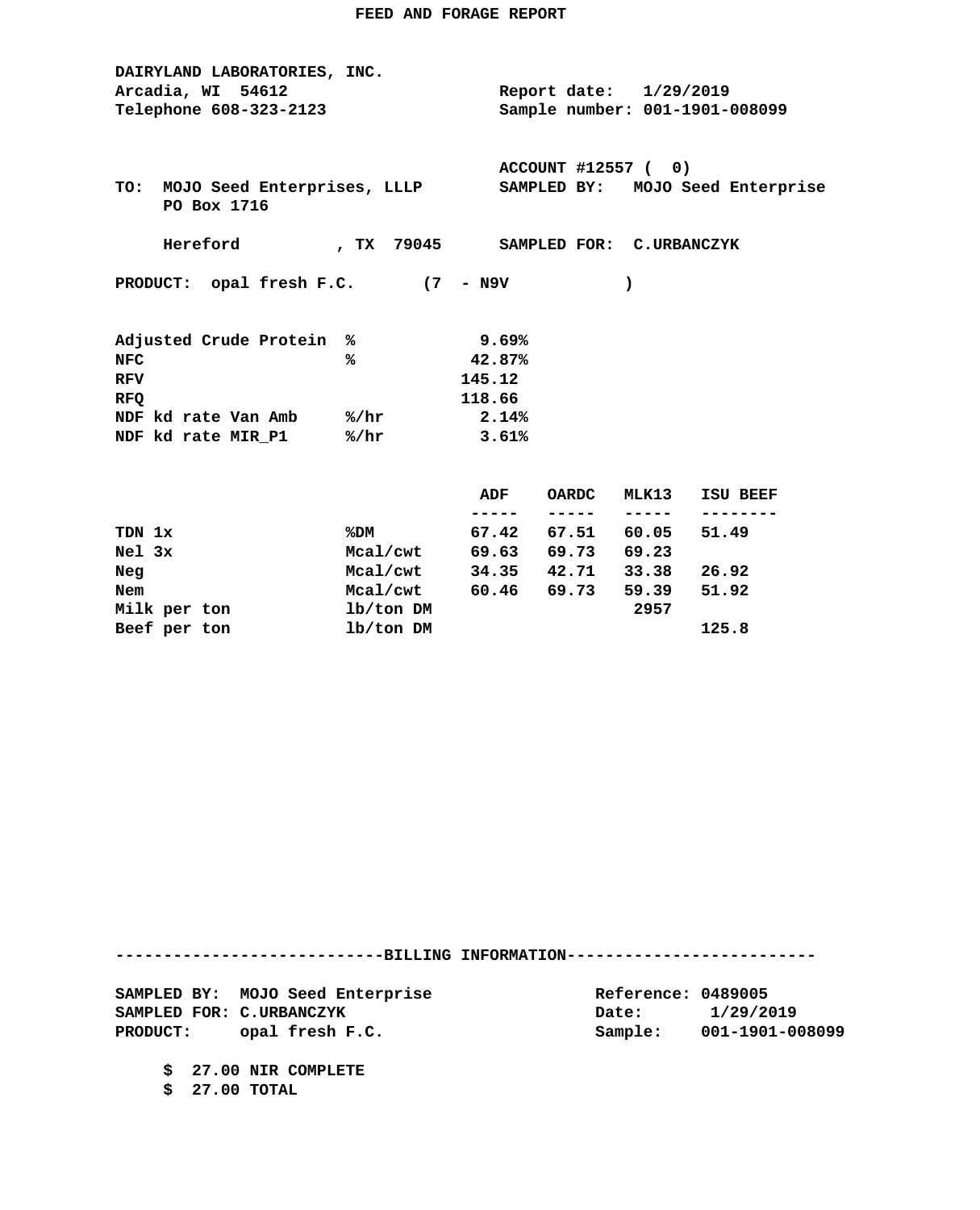# FEED AND FORAGE REPORT

**DAIRYLAND LABORATORIES, INC.**
Arcadia, WI 54612
Telephone 608-323-2123

Report date: 1/29/2019
Sample number: 001-1901-008099

ACCOUNT #12557 ( 0)

TO: MOJO Seed Enterprises, LLLP
PO Box 1716

Hereford , TX 79045

SAMPLED BY: MOJO Seed Enterprise

SAMPLED FOR: C.URBANCZYK

PRODUCT: opal fresh F.C. (7 - N9V )

| | | |
|---|---|---|
| Adjusted Crude Protein | % | 9.69% |
| NFC | % | 42.87% |
| RFV | | 145.12 |
| RFQ | | 118.66 |
| NDF kd rate Van Amb | %/hr | 2.14% |
| NDF kd rate MIR_P1 | %/hr | 3.61% |

| | | ADF | OARDC | MLK13 | ISU BEEF |
|---|---|---|---|---|---|
| TDN 1x | %DM | 67.42 | 67.51 | 60.05 | 51.49 |
| Nel 3x | Mcal/cwt | 69.63 | 69.73 | 69.23 | |
| Neg | Mcal/cwt | 34.35 | 42.71 | 33.38 | 26.92 |
| Nem | Mcal/cwt | 60.46 | 69.73 | 59.39 | 51.92 |
| Milk per ton | lb/ton DM | | | 2957 | |
| Beef per ton | lb/ton DM | | | | 125.8 |

---------------------------BILLING INFORMATION-------------------------

SAMPLED BY: MOJO Seed Enterprise
SAMPLED FOR: C.URBANCZYK
PRODUCT: opal fresh F.C.

Reference: 0489005
Date: 1/29/2019
Sample: 001-1901-008099

$ 27.00 NIR COMPLETE
$ 27.00 TOTAL